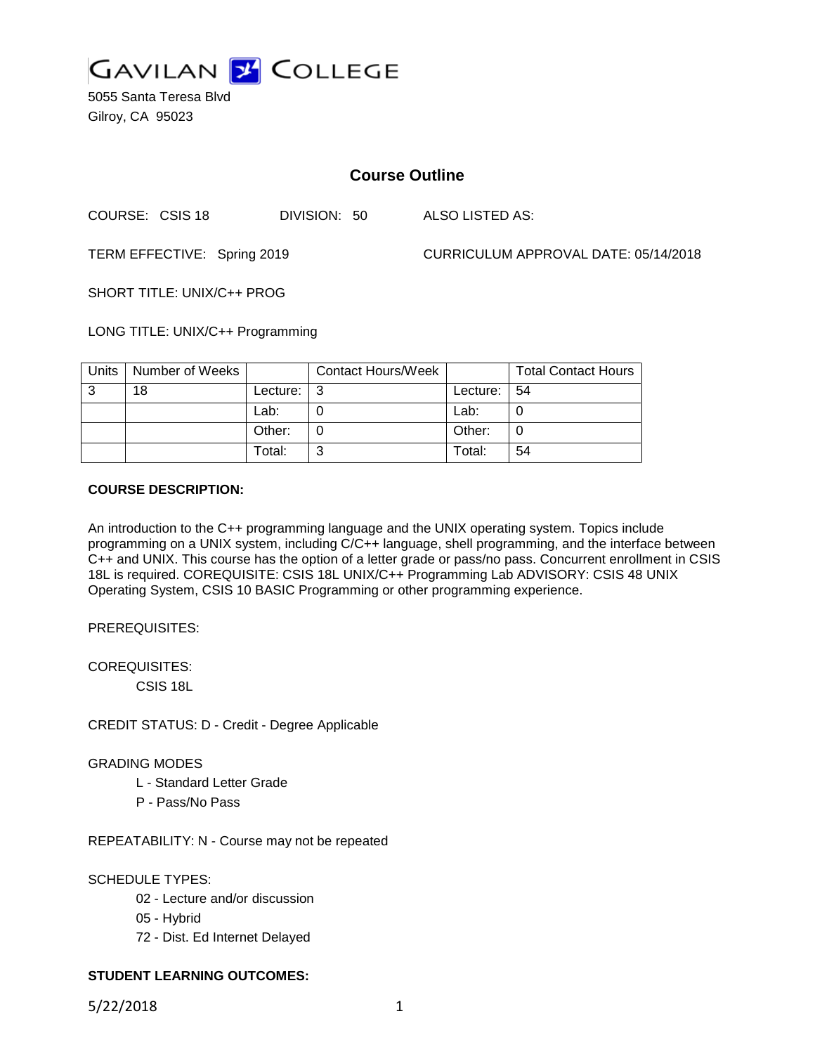GAVILAN COLLEGE

5055 Santa Teresa Blvd
Gilroy, CA 95023

# Course Outline

COURSE: CSIS 18 DIVISION: 50 ALSO LISTED AS:

TERM EFFECTIVE: Spring 2019 CURRICULUM APPROVAL DATE: 05/14/2018

SHORT TITLE: UNIX/C++ PROG

LONG TITLE: UNIX/C++ Programming

| Units | Number of Weeks | | Contact Hours/Week | | Total Contact Hours |
|---|---|---|---|---|---|
| 3 | 18 | Lecture: | 3 | Lecture: | 54 |
| | | Lab: | 0 | Lab: | 0 |
| | | Other: | 0 | Other: | 0 |
| | | Total: | 3 | Total: | 54 |

**COURSE DESCRIPTION:**

An introduction to the C++ programming language and the UNIX operating system. Topics include programming on a UNIX system, including C/C++ language, shell programming, and the interface between C++ and UNIX. This course has the option of a letter grade or pass/no pass. Concurrent enrollment in CSIS 18L is required. COREQUISITE: CSIS 18L UNIX/C++ Programming Lab ADVISORY: CSIS 48 UNIX Operating System, CSIS 10 BASIC Programming or other programming experience.

PREREQUISITES:

COREQUISITES:

CSIS 18L

CREDIT STATUS: D - Credit - Degree Applicable

GRADING MODES

L - Standard Letter Grade

P - Pass/No Pass

REPEATABILITY: N - Course may not be repeated

SCHEDULE TYPES:

02 - Lecture and/or discussion

05 - Hybrid

72 - Dist. Ed Internet Delayed

**STUDENT LEARNING OUTCOMES:**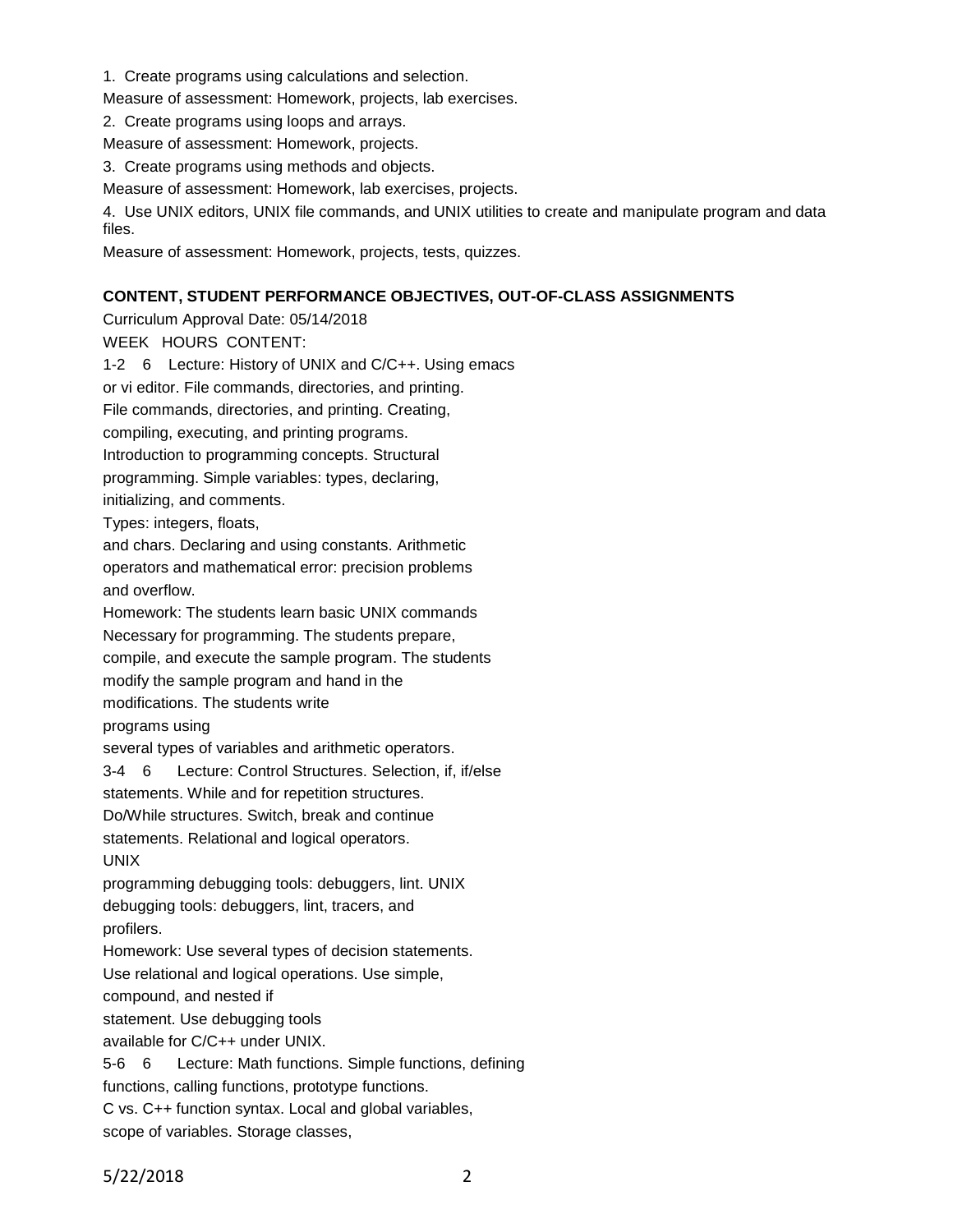1. Create programs using calculations and selection.

Measure of assessment: Homework, projects, lab exercises.

2. Create programs using loops and arrays.

Measure of assessment: Homework, projects.

3. Create programs using methods and objects.

Measure of assessment: Homework, lab exercises, projects.

4. Use UNIX editors, UNIX file commands, and UNIX utilities to create and manipulate program and data files.

Measure of assessment: Homework, projects, tests, quizzes.

**CONTENT, STUDENT PERFORMANCE OBJECTIVES, OUT-OF-CLASS ASSIGNMENTS**

Curriculum Approval Date: 05/14/2018

WEEK HOURS CONTENT:

1-2 6 Lecture: History of UNIX and C/C++. Using emacs or vi editor. File commands, directories, and printing. File commands, directories, and printing. Creating, compiling, executing, and printing programs. Introduction to programming concepts. Structural programming. Simple variables: types, declaring, initializing, and comments.

Types: integers, floats, and chars. Declaring and using constants. Arithmetic operators and mathematical error: precision problems and overflow.

Homework: The students learn basic UNIX commands Necessary for programming. The students prepare, compile, and execute the sample program. The students modify the sample program and hand in the modifications. The students write programs using several types of variables and arithmetic operators.

3-4 6 Lecture: Control Structures. Selection, if, if/else statements. While and for repetition structures. Do/While structures. Switch, break and continue statements. Relational and logical operators.

UNIX programming debugging tools: debuggers, lint. UNIX debugging tools: debuggers, lint, tracers, and profilers.

Homework: Use several types of decision statements. Use relational and logical operations. Use simple, compound, and nested if statement. Use debugging tools available for C/C++ under UNIX.

5-6 6 Lecture: Math functions. Simple functions, defining functions, calling functions, prototype functions. C vs. C++ function syntax. Local and global variables, scope of variables. Storage classes,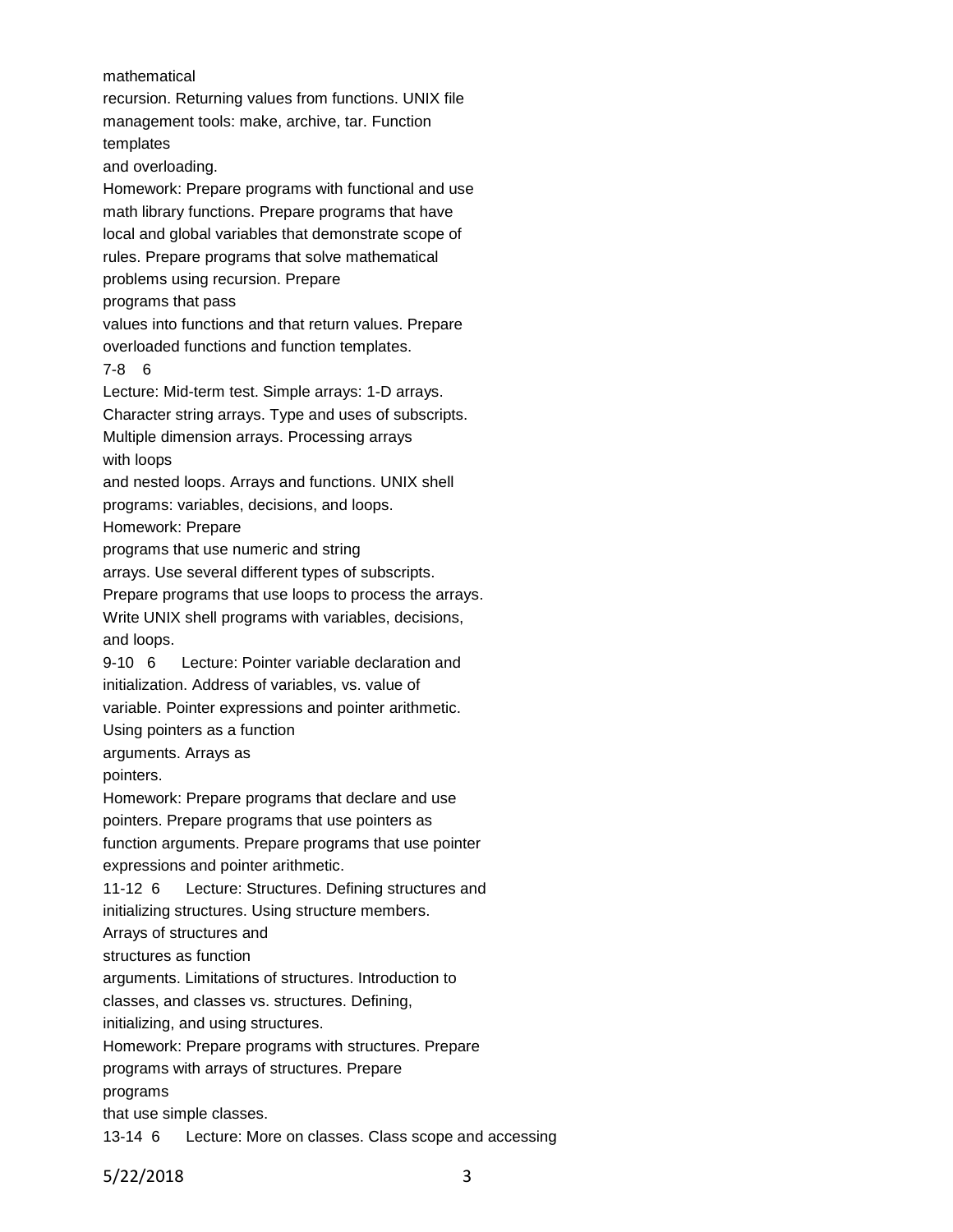mathematical
recursion. Returning values from functions. UNIX file management tools: make, archive, tar. Function templates
and overloading.

Homework: Prepare programs with functional and use math library functions. Prepare programs that have local and global variables that demonstrate scope of rules. Prepare programs that solve mathematical problems using recursion. Prepare
programs that pass
values into functions and that return values. Prepare overloaded functions and function templates.

7-8 6

Lecture: Mid-term test. Simple arrays: 1-D arrays. Character string arrays. Type and uses of subscripts. Multiple dimension arrays. Processing arrays
with loops
and nested loops. Arrays and functions. UNIX shell programs: variables, decisions, and loops.

Homework: Prepare
programs that use numeric and string
arrays. Use several different types of subscripts. Prepare programs that use loops to process the arrays. Write UNIX shell programs with variables, decisions, and loops.

9-10 6 Lecture: Pointer variable declaration and initialization. Address of variables, vs. value of variable. Pointer expressions and pointer arithmetic. Using pointers as a function
arguments. Arrays as
pointers.

Homework: Prepare programs that declare and use pointers. Prepare programs that use pointers as function arguments. Prepare programs that use pointer expressions and pointer arithmetic.

11-12 6 Lecture: Structures. Defining structures and initializing structures. Using structure members. Arrays of structures and
structures as function
arguments. Limitations of structures. Introduction to classes, and classes vs. structures. Defining, initializing, and using structures.

Homework: Prepare programs with structures. Prepare programs with arrays of structures. Prepare
programs
that use simple classes.

13-14 6 Lecture: More on classes. Class scope and accessing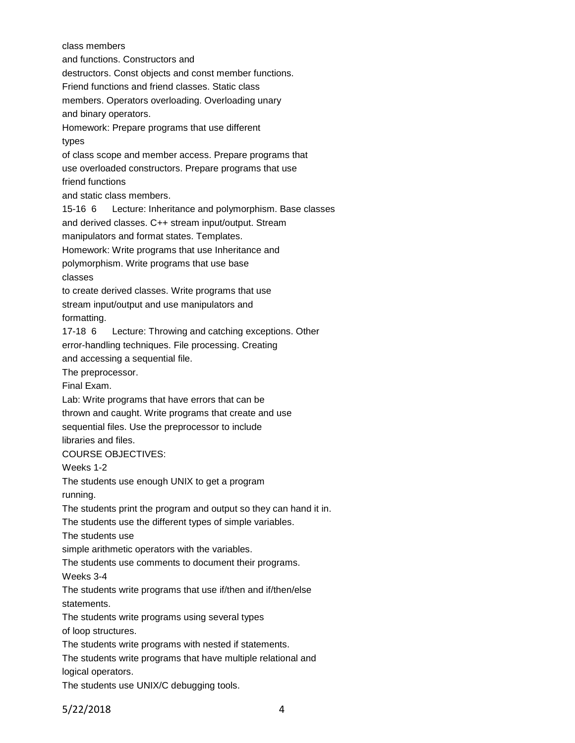class members
and functions. Constructors and
destructors. Const objects and const member functions.
Friend functions and friend classes. Static class
members. Operators overloading. Overloading unary
and binary operators.
Homework: Prepare programs that use different
types
of class scope and member access. Prepare programs that
use overloaded constructors. Prepare programs that use
friend functions
and static class members.

15-16 6 Lecture: Inheritance and polymorphism. Base classes
and derived classes. C++ stream input/output. Stream
manipulators and format states. Templates.
Homework: Write programs that use Inheritance and
polymorphism. Write programs that use base
classes
to create derived classes. Write programs that use
stream input/output and use manipulators and
formatting.

17-18 6 Lecture: Throwing and catching exceptions. Other
error-handling techniques. File processing. Creating
and accessing a sequential file.
The preprocessor.
Final Exam.
Lab: Write programs that have errors that can be
thrown and caught. Write programs that create and use
sequential files. Use the preprocessor to include
libraries and files.

COURSE OBJECTIVES:

Weeks 1-2

The students use enough UNIX to get a program
running.
The students print the program and output so they can hand it in.
The students use the different types of simple variables.
The students use
simple arithmetic operators with the variables.
The students use comments to document their programs.

Weeks 3-4

The students write programs that use if/then and if/then/else
statements.
The students write programs using several types
of loop structures.
The students write programs with nested if statements.
The students write programs that have multiple relational and
logical operators.
The students use UNIX/C debugging tools.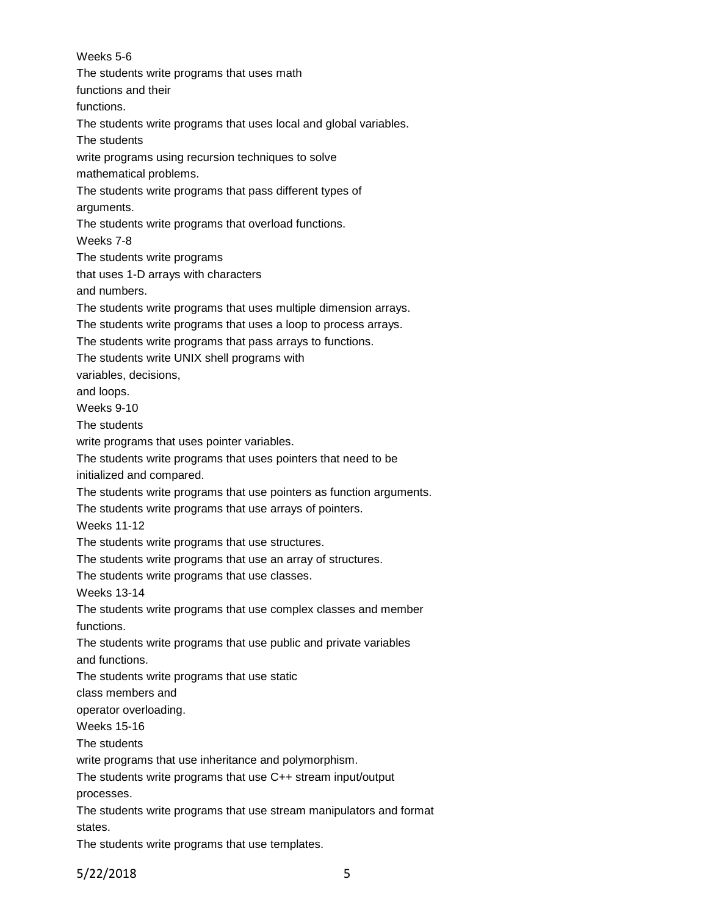Weeks 5-6

The students write programs that uses math functions and their functions.

The students write programs that uses local and global variables.

The students write programs using recursion techniques to solve mathematical problems.

The students write programs that pass different types of arguments.

The students write programs that overload functions.

Weeks 7-8

The students write programs that uses 1-D arrays with characters and numbers.

The students write programs that uses multiple dimension arrays.

The students write programs that uses a loop to process arrays.

The students write programs that pass arrays to functions.

The students write UNIX shell programs with variables, decisions, and loops.

Weeks 9-10

The students write programs that uses pointer variables.

The students write programs that uses pointers that need to be initialized and compared.

The students write programs that use pointers as function arguments.

The students write programs that use arrays of pointers.

Weeks 11-12

The students write programs that use structures.

The students write programs that use an array of structures.

The students write programs that use classes.

Weeks 13-14

The students write programs that use complex classes and member functions.

The students write programs that use public and private variables and functions.

The students write programs that use static class members and operator overloading.

Weeks 15-16

The students write programs that use inheritance and polymorphism.

The students write programs that use C++ stream input/output processes.

The students write programs that use stream manipulators and format states.

The students write programs that use templates.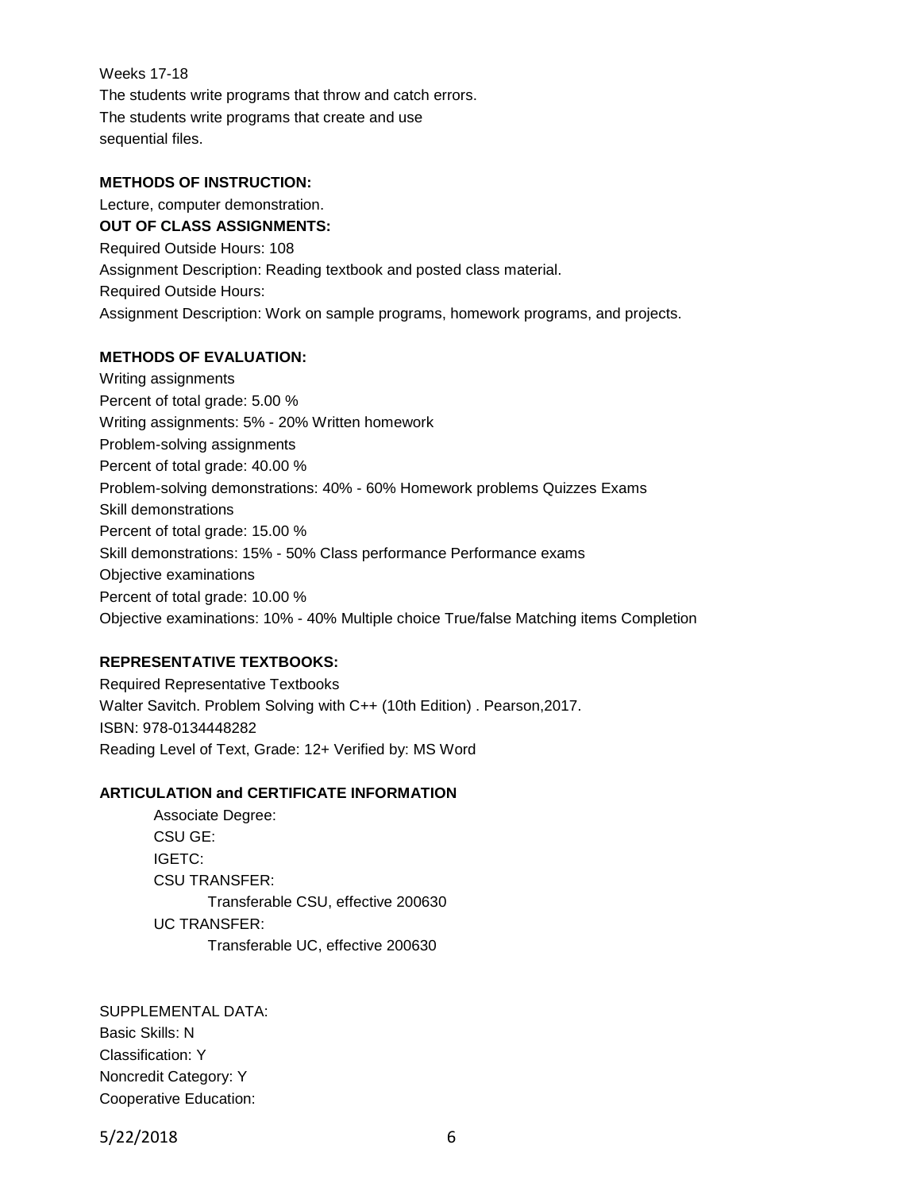Weeks 17-18
The students write programs that throw and catch errors.
The students write programs that create and use sequential files.

**METHODS OF INSTRUCTION:**

Lecture, computer demonstration.

**OUT OF CLASS ASSIGNMENTS:**

Required Outside Hours: 108
Assignment Description: Reading textbook and posted class material.
Required Outside Hours:
Assignment Description: Work on sample programs, homework programs, and projects.

**METHODS OF EVALUATION:**

Writing assignments
Percent of total grade: 5.00 %
Writing assignments: 5% - 20% Written homework
Problem-solving assignments
Percent of total grade: 40.00 %
Problem-solving demonstrations: 40% - 60% Homework problems Quizzes Exams
Skill demonstrations
Percent of total grade: 15.00 %
Skill demonstrations: 15% - 50% Class performance Performance exams
Objective examinations
Percent of total grade: 10.00 %
Objective examinations: 10% - 40% Multiple choice True/false Matching items Completion

**REPRESENTATIVE TEXTBOOKS:**

Required Representative Textbooks
Walter Savitch. Problem Solving with C++ (10th Edition) . Pearson,2017.
ISBN: 978-0134448282
Reading Level of Text, Grade: 12+ Verified by: MS Word

**ARTICULATION and CERTIFICATE INFORMATION**

Associate Degree:
CSU GE:
IGETC:
CSU TRANSFER:
    Transferable CSU, effective 200630
UC TRANSFER:
    Transferable UC, effective 200630

SUPPLEMENTAL DATA:
Basic Skills: N
Classification: Y
Noncredit Category: Y
Cooperative Education: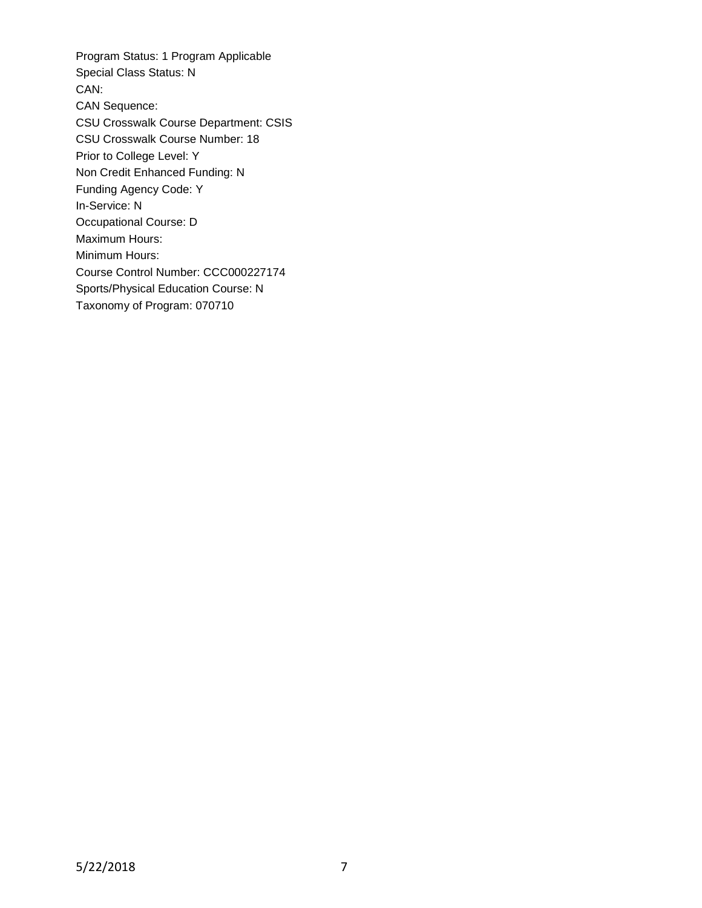Program Status: 1 Program Applicable
Special Class Status: N
CAN:
CAN Sequence:
CSU Crosswalk Course Department: CSIS
CSU Crosswalk Course Number: 18
Prior to College Level: Y
Non Credit Enhanced Funding: N
Funding Agency Code: Y
In-Service: N
Occupational Course: D
Maximum Hours:
Minimum Hours:
Course Control Number: CCC000227174
Sports/Physical Education Course: N
Taxonomy of Program: 070710